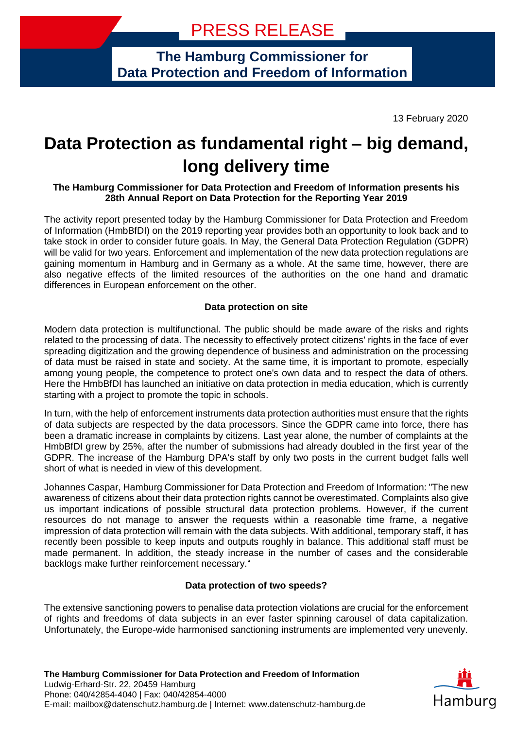PRESS RELEASE

**The Hamburg Commissioner for Data Protection and Freedom of Information**

13 February 2020

# Data Protection as fundamental right – big demand, long delivery time

**The Hamburg Commissioner for Data Protection and Freedom of Information presents his 28th Annual Report on Data Protection for the Reporting Year 2019**

The activity report presented today by the Hamburg Commissioner for Data Protection and Freedom of Information (HmbBfDI) on the 2019 reporting year provides both an opportunity to look back and to take stock in order to consider future goals. In May, the General Data Protection Regulation (GDPR) will be valid for two years. Enforcement and implementation of the new data protection regulations are gaining momentum in Hamburg and in Germany as a whole. At the same time, however, there are also negative effects of the limited resources of the authorities on the one hand and dramatic differences in European enforcement on the other.

**Data protection on site**

Modern data protection is multifunctional. The public should be made aware of the risks and rights related to the processing of data. The necessity to effectively protect citizens' rights in the face of ever spreading digitization and the growing dependence of business and administration on the processing of data must be raised in state and society. At the same time, it is important to promote, especially among young people, the competence to protect one's own data and to respect the data of others. Here the HmbBfDI has launched an initiative on data protection in media education, which is currently starting with a project to promote the topic in schools.

In turn, with the help of enforcement instruments data protection authorities must ensure that the rights of data subjects are respected by the data processors. Since the GDPR came into force, there has been a dramatic increase in complaints by citizens. Last year alone, the number of complaints at the HmbBfDI grew by 25%, after the number of submissions had already doubled in the first year of the GDPR. The increase of the Hamburg DPA's staff by only two posts in the current budget falls well short of what is needed in view of this development.

Johannes Caspar, Hamburg Commissioner for Data Protection and Freedom of Information: "The new awareness of citizens about their data protection rights cannot be overestimated. Complaints also give us important indications of possible structural data protection problems. However, if the current resources do not manage to answer the requests within a reasonable time frame, a negative impression of data protection will remain with the data subjects. With additional, temporary staff, it has recently been possible to keep inputs and outputs roughly in balance. This additional staff must be made permanent. In addition, the steady increase in the number of cases and the considerable backlogs make further reinforcement necessary."

**Data protection of two speeds?**

The extensive sanctioning powers to penalise data protection violations are crucial for the enforcement of rights and freedoms of data subjects in an ever faster spinning carousel of data capitalization. Unfortunately, the Europe-wide harmonised sanctioning instruments are implemented very unevenly.

**The Hamburg Commissioner for Data Protection and Freedom of Information**
Ludwig-Erhard-Str. 22, 20459 Hamburg
Phone: 040/42854-4040 | Fax: 040/42854-4000
E-mail: mailbox@datenschutz.hamburg.de | Internet: www.datenschutz-hamburg.de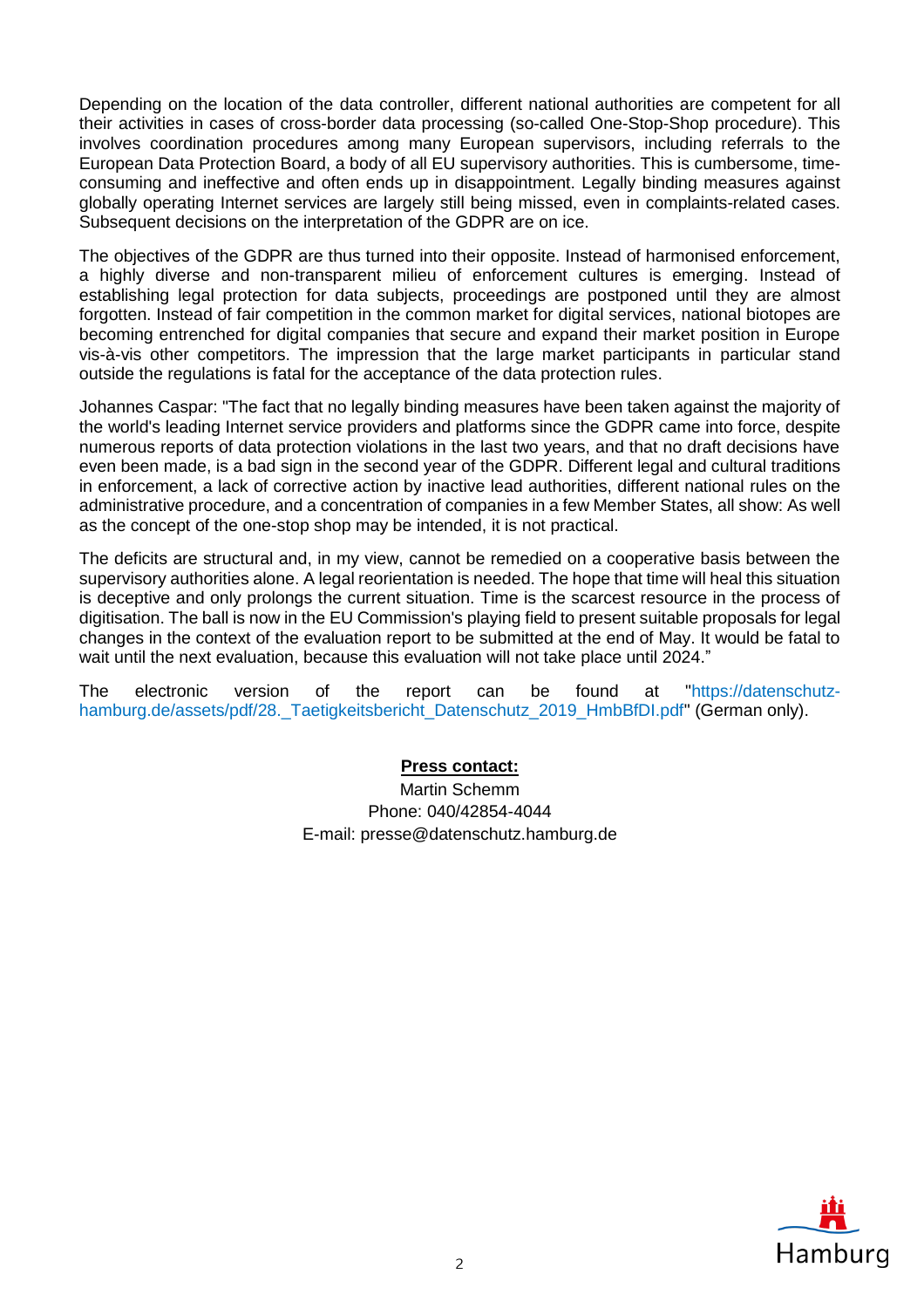Depending on the location of the data controller, different national authorities are competent for all their activities in cases of cross-border data processing (so-called One-Stop-Shop procedure). This involves coordination procedures among many European supervisors, including referrals to the European Data Protection Board, a body of all EU supervisory authorities. This is cumbersome, time-consuming and ineffective and often ends up in disappointment. Legally binding measures against globally operating Internet services are largely still being missed, even in complaints-related cases. Subsequent decisions on the interpretation of the GDPR are on ice.

The objectives of the GDPR are thus turned into their opposite. Instead of harmonised enforcement, a highly diverse and non-transparent milieu of enforcement cultures is emerging. Instead of establishing legal protection for data subjects, proceedings are postponed until they are almost forgotten. Instead of fair competition in the common market for digital services, national biotopes are becoming entrenched for digital companies that secure and expand their market position in Europe vis-à-vis other competitors. The impression that the large market participants in particular stand outside the regulations is fatal for the acceptance of the data protection rules.

Johannes Caspar: "The fact that no legally binding measures have been taken against the majority of the world's leading Internet service providers and platforms since the GDPR came into force, despite numerous reports of data protection violations in the last two years, and that no draft decisions have even been made, is a bad sign in the second year of the GDPR. Different legal and cultural traditions in enforcement, a lack of corrective action by inactive lead authorities, different national rules on the administrative procedure, and a concentration of companies in a few Member States, all show: As well as the concept of the one-stop shop may be intended, it is not practical.

The deficits are structural and, in my view, cannot be remedied on a cooperative basis between the supervisory authorities alone. A legal reorientation is needed. The hope that time will heal this situation is deceptive and only prolongs the current situation. Time is the scarcest resource in the process of digitisation. The ball is now in the EU Commission's playing field to present suitable proposals for legal changes in the context of the evaluation report to be submitted at the end of May. It would be fatal to wait until the next evaluation, because this evaluation will not take place until 2024."

The electronic version of the report can be found at "https://datenschutz-hamburg.de/assets/pdf/28._Taetigkeitsbericht_Datenschutz_2019_HmbBfDI.pdf" (German only).

**Press contact:**

Martin Schemm
Phone: 040/42854-4044
E-mail: presse@datenschutz.hamburg.de

Hamburg